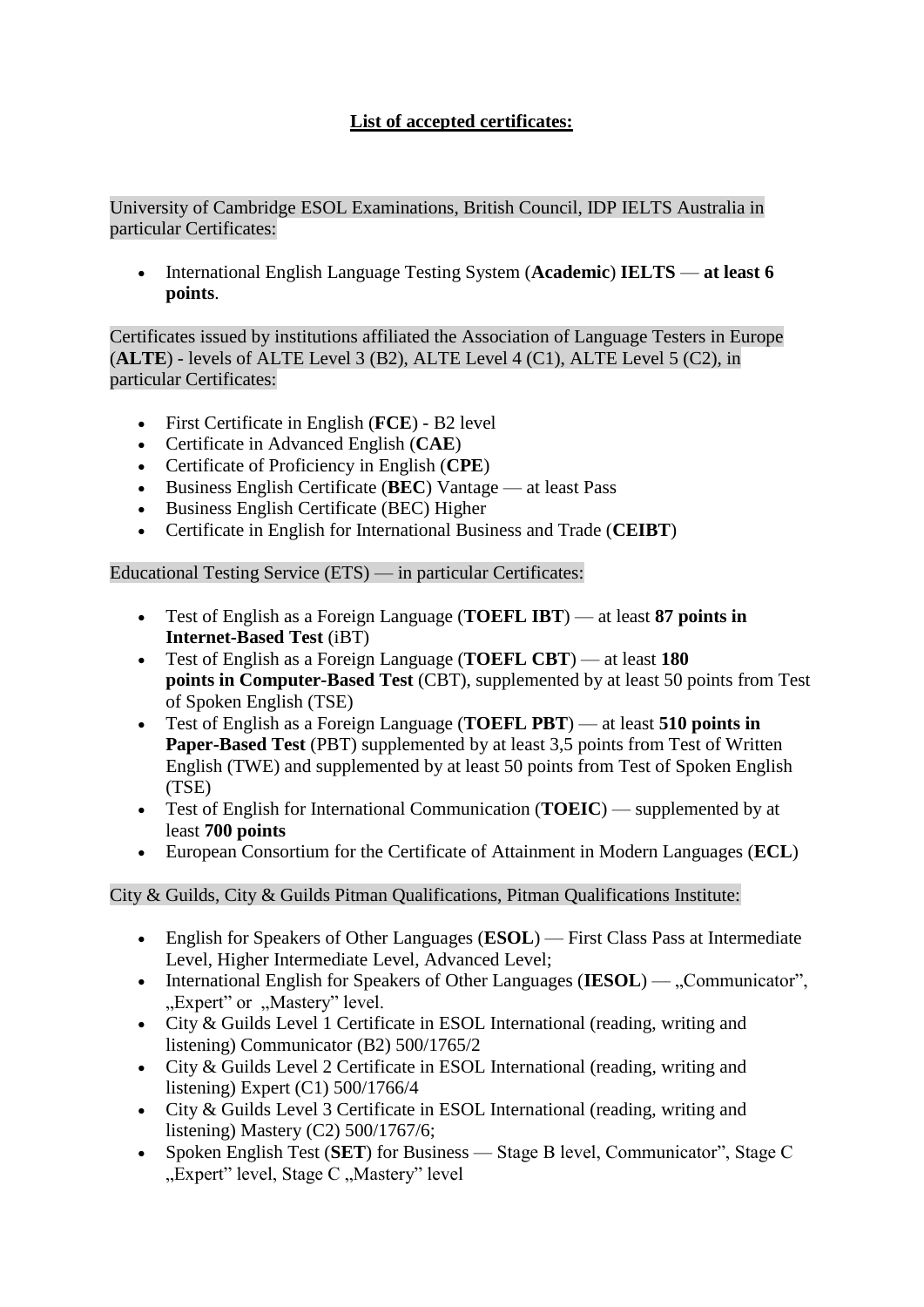**List of accepted certificates:**

University of Cambridge ESOL Examinations, British Council, IDP IELTS Australia in particular Certificates:

- International English Language Testing System (**Academic**) **IELTS** — **at least 6 points**.

Certificates issued by institutions affiliated the Association of Language Testers in Europe (**ALTE**) - levels of ALTE Level 3 (B2), ALTE Level 4 (C1), ALTE Level 5 (C2), in particular Certificates:

- First Certificate in English (**FCE**) - B2 level
- Certificate in Advanced English (**CAE**)
- Certificate of Proficiency in English (**CPE**)
- Business English Certificate (**BEC**) Vantage — at least Pass
- Business English Certificate (BEC) Higher
- Certificate in English for International Business and Trade (**CEIBT**)

Educational Testing Service (ETS) — in particular Certificates:

- Test of English as a Foreign Language (**TOEFL IBT**) — at least **87 points in Internet-Based Test** (iBT)
- Test of English as a Foreign Language (**TOEFL CBT**) — at least **180 points in Computer-Based Test** (CBT), supplemented by at least 50 points from Test of Spoken English (TSE)
- Test of English as a Foreign Language (**TOEFL PBT**) — at least **510 points in Paper-Based Test** (PBT) supplemented by at least 3,5 points from Test of Written English (TWE) and supplemented by at least 50 points from Test of Spoken English (TSE)
- Test of English for International Communication (**TOEIC**) — supplemented by at least **700 points**
- European Consortium for the Certificate of Attainment in Modern Languages (**ECL**)

City & Guilds, City & Guilds Pitman Qualifications, Pitman Qualifications Institute:

- English for Speakers of Other Languages (**ESOL**) — First Class Pass at Intermediate Level, Higher Intermediate Level, Advanced Level;
- International English for Speakers of Other Languages (**IESOL**) — „Communicator", „Expert" or „Mastery" level.
- City & Guilds Level 1 Certificate in ESOL International (reading, writing and listening) Communicator (B2) 500/1765/2
- City & Guilds Level 2 Certificate in ESOL International (reading, writing and listening) Expert (C1) 500/1766/4
- City & Guilds Level 3 Certificate in ESOL International (reading, writing and listening) Mastery (C2) 500/1767/6;
- Spoken English Test (**SET**) for Business — Stage B level, Communicator", Stage C „Expert" level, Stage C „Mastery" level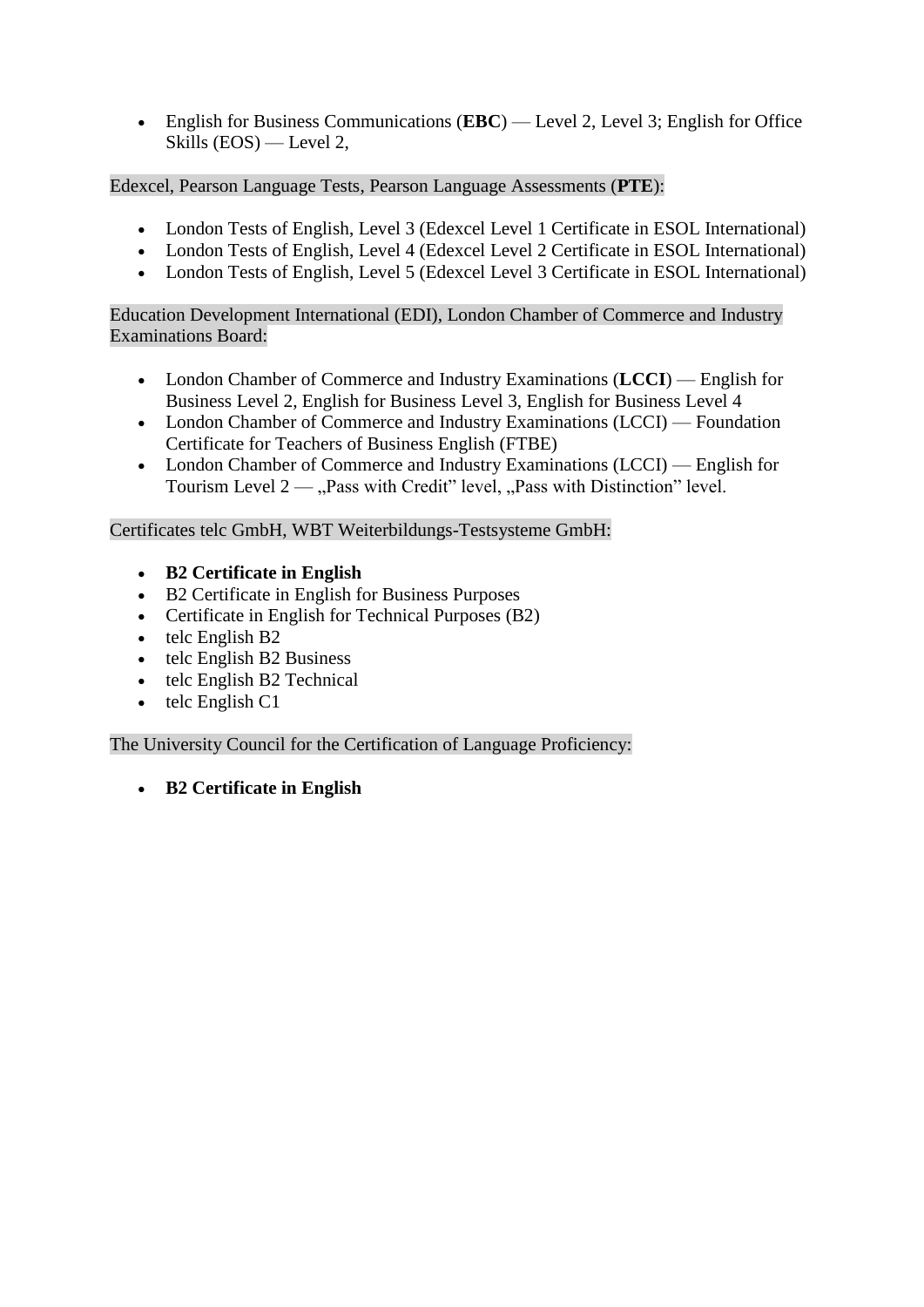- English for Business Communications (**EBC**) — Level 2, Level 3; English for Office Skills (EOS) — Level 2,

Edexcel, Pearson Language Tests, Pearson Language Assessments (**PTE**):

- London Tests of English, Level 3 (Edexcel Level 1 Certificate in ESOL International)
- London Tests of English, Level 4 (Edexcel Level 2 Certificate in ESOL International)
- London Tests of English, Level 5 (Edexcel Level 3 Certificate in ESOL International)

Education Development International (EDI), London Chamber of Commerce and Industry Examinations Board:

- London Chamber of Commerce and Industry Examinations (**LCCI**) — English for Business Level 2, English for Business Level 3, English for Business Level 4
- London Chamber of Commerce and Industry Examinations (LCCI) — Foundation Certificate for Teachers of Business English (FTBE)
- London Chamber of Commerce and Industry Examinations (LCCI) — English for Tourism Level 2 — „Pass with Credit" level, „Pass with Distinction" level.

Certificates telc GmbH, WBT Weiterbildungs-Testsysteme GmbH:

- **B2 Certificate in English**
- B2 Certificate in English for Business Purposes
- Certificate in English for Technical Purposes (B2)
- telc English B2
- telc English B2 Business
- telc English B2 Technical
- telc English C1

The University Council for the Certification of Language Proficiency:

- **B2 Certificate in English**